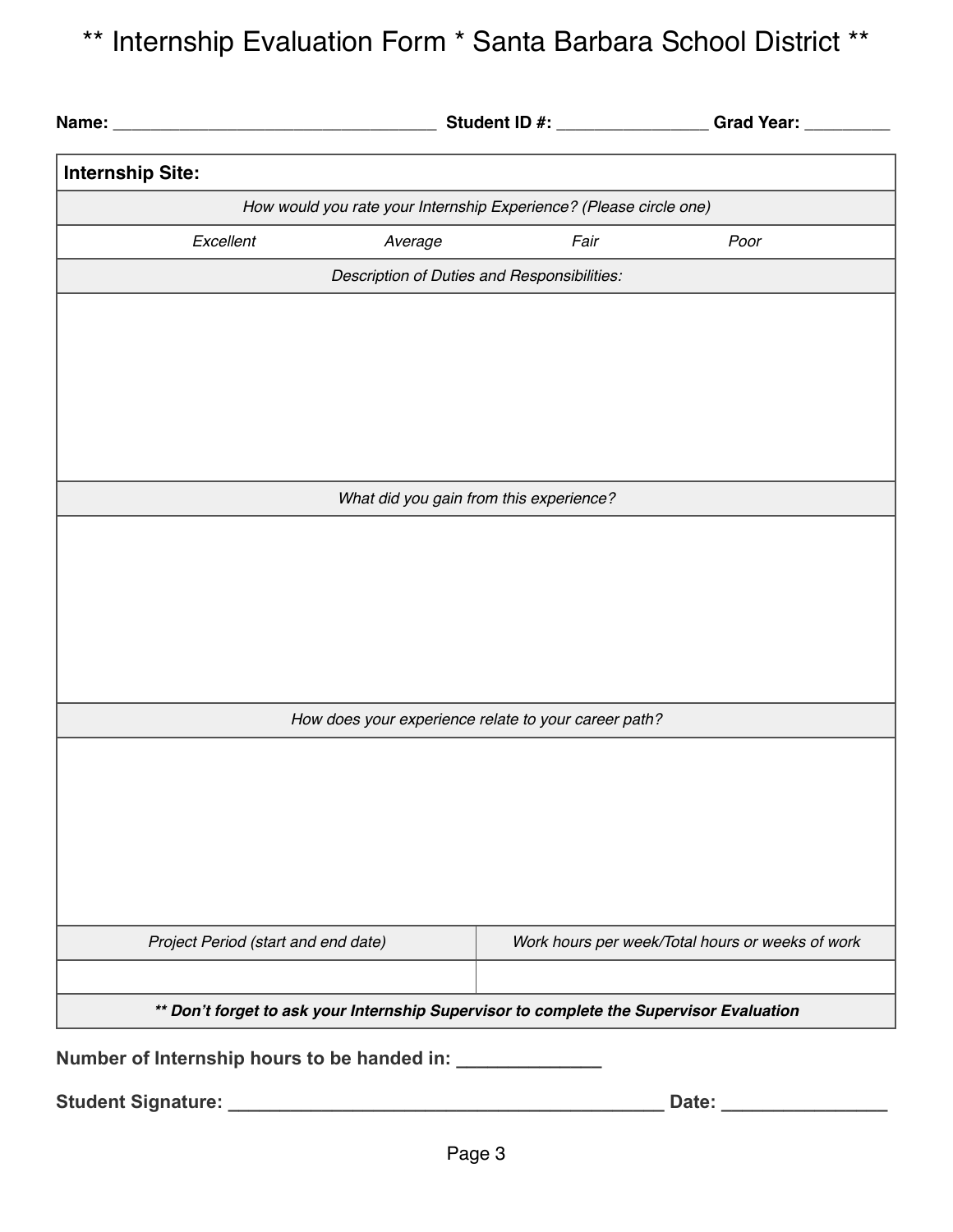# ** Internship Evaluation Form * Santa Barbara School District **

**Name:** ___________________________________ **Student ID #:** ________________ **Grad Year:** _________

| **Internship Site:** | | | |
|---|---|---|---|
| *How would you rate your Internship Experience? (Please circle one)* | | | |
| *Excellent* | *Average* | *Fair* | *Poor* |
| *Description of Duties and Responsibilities:* | | | |
| | | | |
| *What did you gain from this experience?* | | | |
| | | | |
| *How does your experience relate to your career path?* | | | |
| | | | |
| *Project Period (start and end date)* | | *Work hours per week/Total hours or weeks of work* | |
| | | | |
| ***** Don't forget to ask your Internship Supervisor to complete the Supervisor Evaluation*** | | | |

**Number of Internship hours to be handed in:** ______________

**Student Signature:** ___________________________________________ **Date:** ________________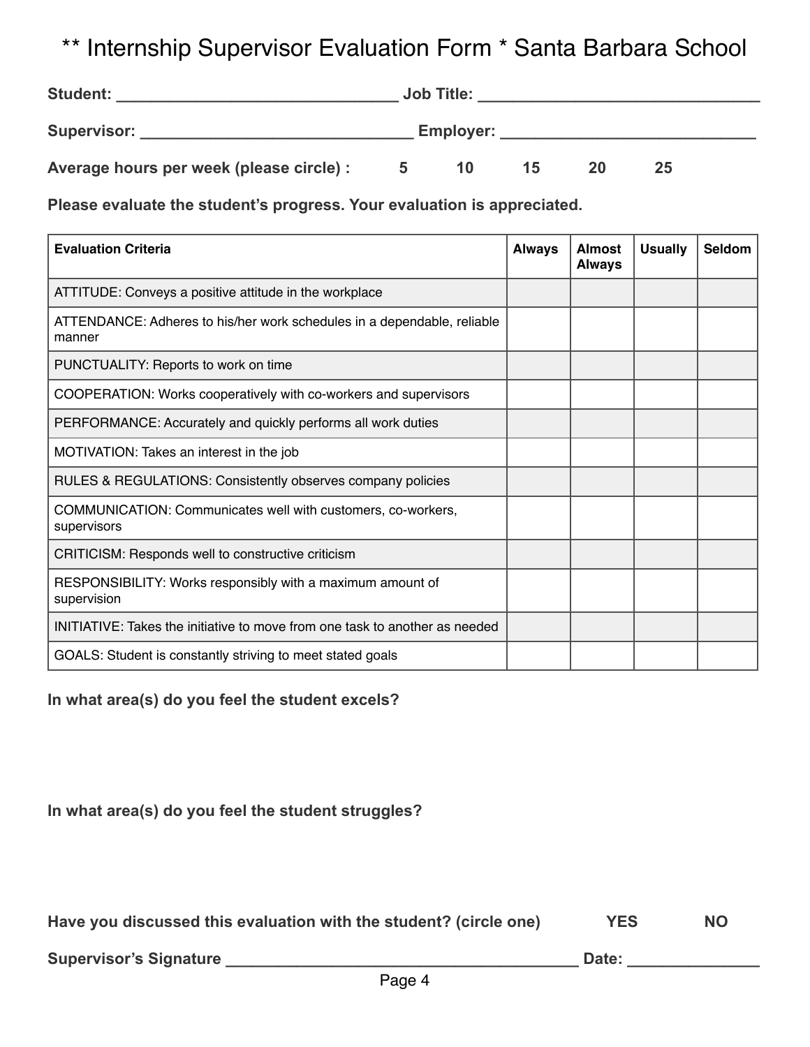# ** Internship Supervisor Evaluation Form * Santa Barbara School

**Student:** ________________________________ **Job Title:** ________________________________

**Supervisor:** ______________________________ **Employer:** ____________________________

**Average hours per week (please circle) :** 5 10 15 20 25

**Please evaluate the student's progress. Your evaluation is appreciated.**

| Evaluation Criteria | Always | Almost Always | Usually | Seldom |
|---|---|---|---|---|
| ATTITUDE: Conveys a positive attitude in the workplace | | | | |
| ATTENDANCE: Adheres to his/her work schedules in a dependable, reliable manner | | | | |
| PUNCTUALITY: Reports to work on time | | | | |
| COOPERATION: Works cooperatively with co-workers and supervisors | | | | |
| PERFORMANCE: Accurately and quickly performs all work duties | | | | |
| MOTIVATION: Takes an interest in the job | | | | |
| RULES & REGULATIONS: Consistently observes company policies | | | | |
| COMMUNICATION: Communicates well with customers, co-workers, supervisors | | | | |
| CRITICISM: Responds well to constructive criticism | | | | |
| RESPONSIBILITY: Works responsibly with a maximum amount of supervision | | | | |
| INITIATIVE: Takes the initiative to move from one task to another as needed | | | | |
| GOALS: Student is constantly striving to meet stated goals | | | | |

**In what area(s) do you feel the student excels?**

**In what area(s) do you feel the student struggles?**

**Have you discussed this evaluation with the student? (circle one)** YES NO

**Supervisor's Signature** ________________________________________ **Date:** _______________